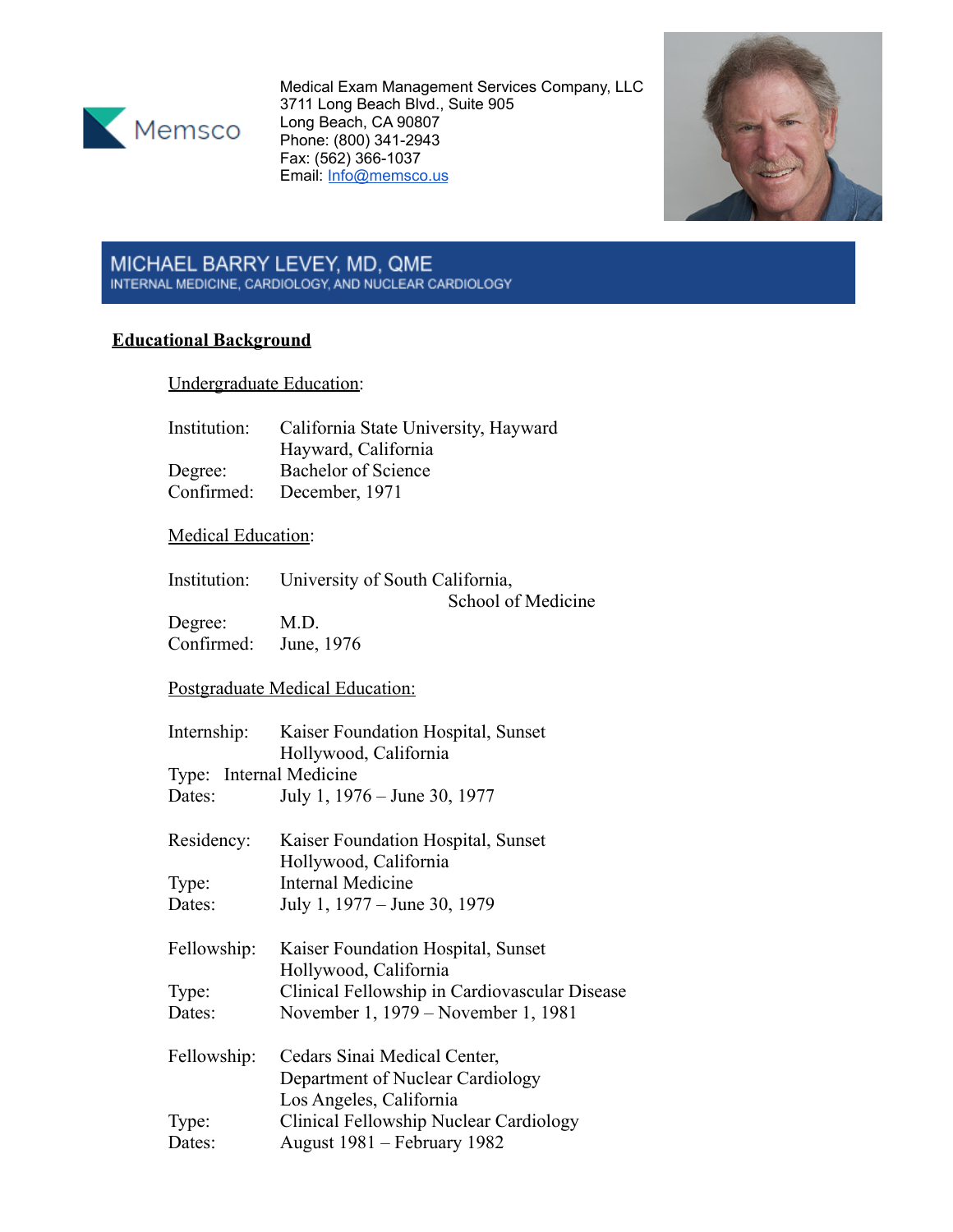Medical Exam Management Services Company, LLC
3711 Long Beach Blvd., Suite 905
Long Beach, CA 90807
Phone: (800) 341-2943
Fax: (562) 366-1037
Email: Info@memsco.us

# MICHAEL BARRY LEVEY, MD, QME

INTERNAL MEDICINE, CARDIOLOGY, AND NUCLEAR CARDIOLOGY

## Educational Background

### Undergraduate Education:

Institution: California State University, Hayward
Hayward, California
Degree: Bachelor of Science
Confirmed: December, 1971

### Medical Education:

Institution: University of South California,
School of Medicine
Degree: M.D.
Confirmed: June, 1976

### Postgraduate Medical Education:

Internship: Kaiser Foundation Hospital, Sunset
Hollywood, California
Type: Internal Medicine
Dates: July 1, 1976 – June 30, 1977

Residency: Kaiser Foundation Hospital, Sunset
Hollywood, California
Type: Internal Medicine
Dates: July 1, 1977 – June 30, 1979

Fellowship: Kaiser Foundation Hospital, Sunset
Hollywood, California
Type: Clinical Fellowship in Cardiovascular Disease
Dates: November 1, 1979 – November 1, 1981

Fellowship: Cedars Sinai Medical Center,
Department of Nuclear Cardiology
Los Angeles, California
Type: Clinical Fellowship Nuclear Cardiology
Dates: August 1981 – February 1982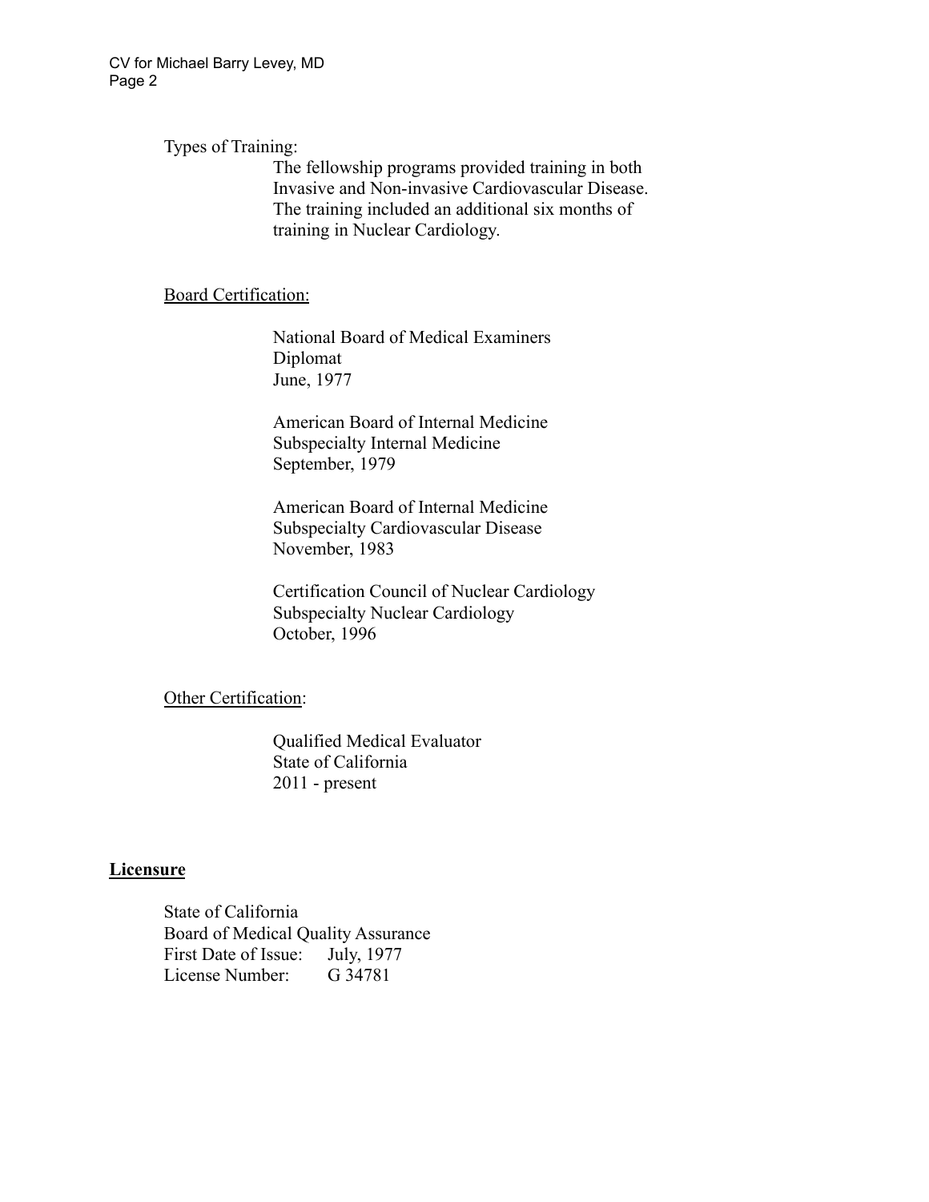Types of Training:

The fellowship programs provided training in both Invasive and Non-invasive Cardiovascular Disease. The training included an additional six months of training in Nuclear Cardiology.

Board Certification:

National Board of Medical Examiners
Diplomat
June, 1977

American Board of Internal Medicine
Subspecialty Internal Medicine
September, 1979

American Board of Internal Medicine
Subspecialty Cardiovascular Disease
November, 1983

Certification Council of Nuclear Cardiology
Subspecialty Nuclear Cardiology
October, 1996

Other Certification:

Qualified Medical Evaluator
State of California
2011 - present

## **Licensure**

State of California
Board of Medical Quality Assurance
First Date of Issue: July, 1977
License Number: G 34781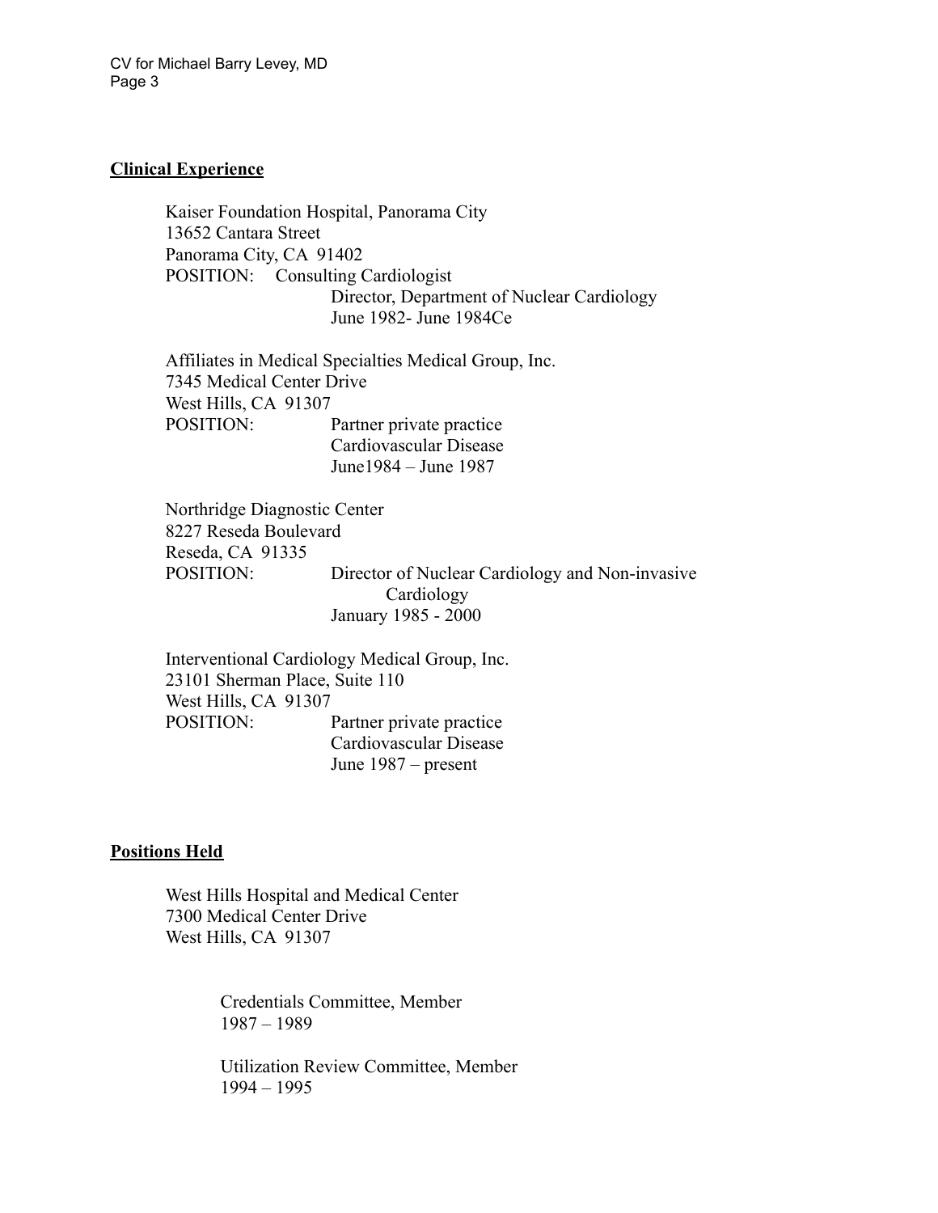## Clinical Experience

Kaiser Foundation Hospital, Panorama City
13652 Cantara Street
Panorama City, CA 91402
POSITION: Consulting Cardiologist
Director, Department of Nuclear Cardiology
June 1982- June 1984Ce

Affiliates in Medical Specialties Medical Group, Inc.
7345 Medical Center Drive
West Hills, CA 91307
POSITION: Partner private practice
Cardiovascular Disease
June1984 – June 1987

Northridge Diagnostic Center
8227 Reseda Boulevard
Reseda, CA 91335
POSITION: Director of Nuclear Cardiology and Non-invasive Cardiology
January 1985 - 2000

Interventional Cardiology Medical Group, Inc.
23101 Sherman Place, Suite 110
West Hills, CA 91307
POSITION: Partner private practice
Cardiovascular Disease
June 1987 – present

## Positions Held

West Hills Hospital and Medical Center
7300 Medical Center Drive
West Hills, CA 91307

Credentials Committee, Member
1987 – 1989

Utilization Review Committee, Member
1994 – 1995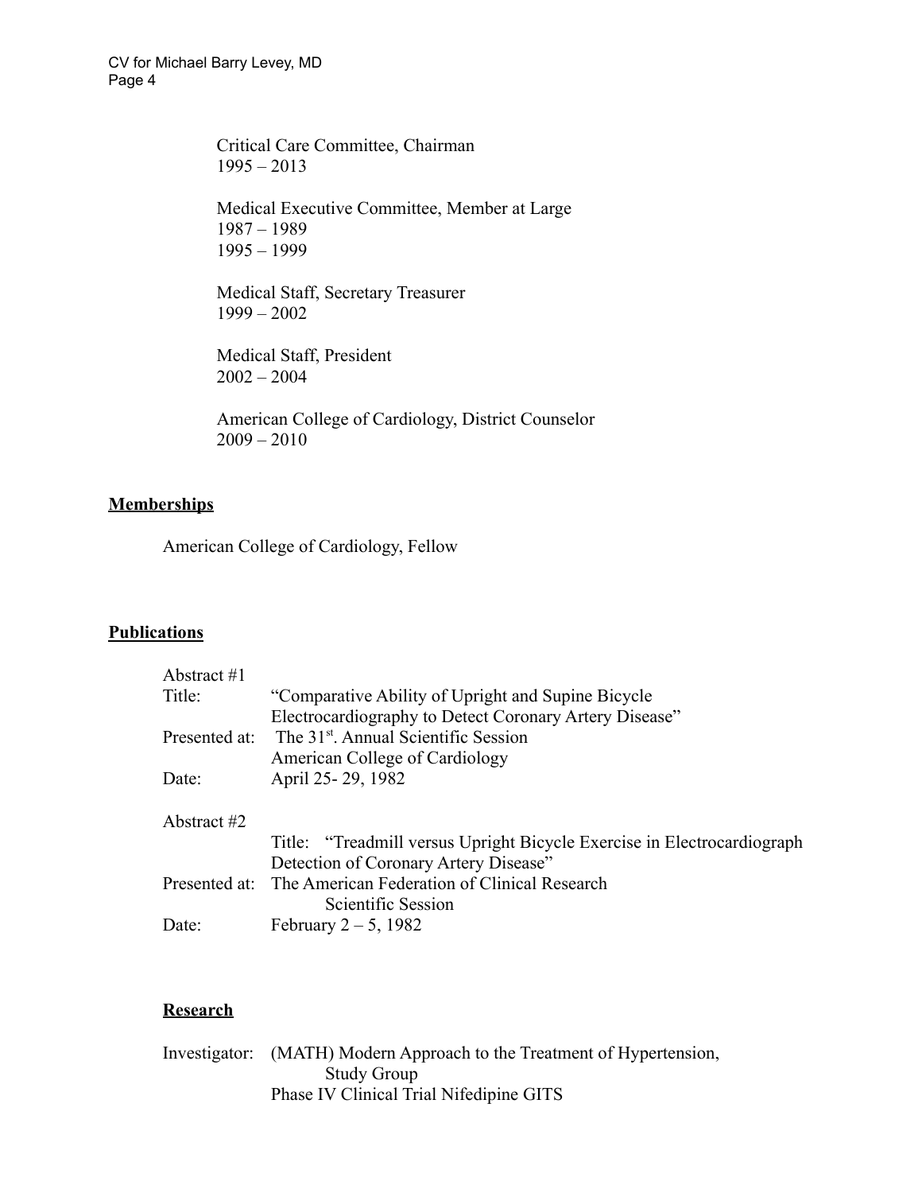Critical Care Committee, Chairman
1995 – 2013

Medical Executive Committee, Member at Large
1987 – 1989
1995 – 1999

Medical Staff, Secretary Treasurer
1999 – 2002

Medical Staff, President
2002 – 2004

American College of Cardiology, District Counselor
2009 – 2010

## Memberships

American College of Cardiology, Fellow

## Publications

Abstract #1
Title: "Comparative Ability of Upright and Supine Bicycle Electrocardiography to Detect Coronary Artery Disease"
Presented at: The 31st. Annual Scientific Session
American College of Cardiology
Date: April 25- 29, 1982

Abstract #2
Title: "Treadmill versus Upright Bicycle Exercise in Electrocardiograph Detection of Coronary Artery Disease"
Presented at: The American Federation of Clinical Research Scientific Session
Date: February 2 – 5, 1982

## Research

Investigator: (MATH) Modern Approach to the Treatment of Hypertension, Study Group
Phase IV Clinical Trial Nifedipine GITS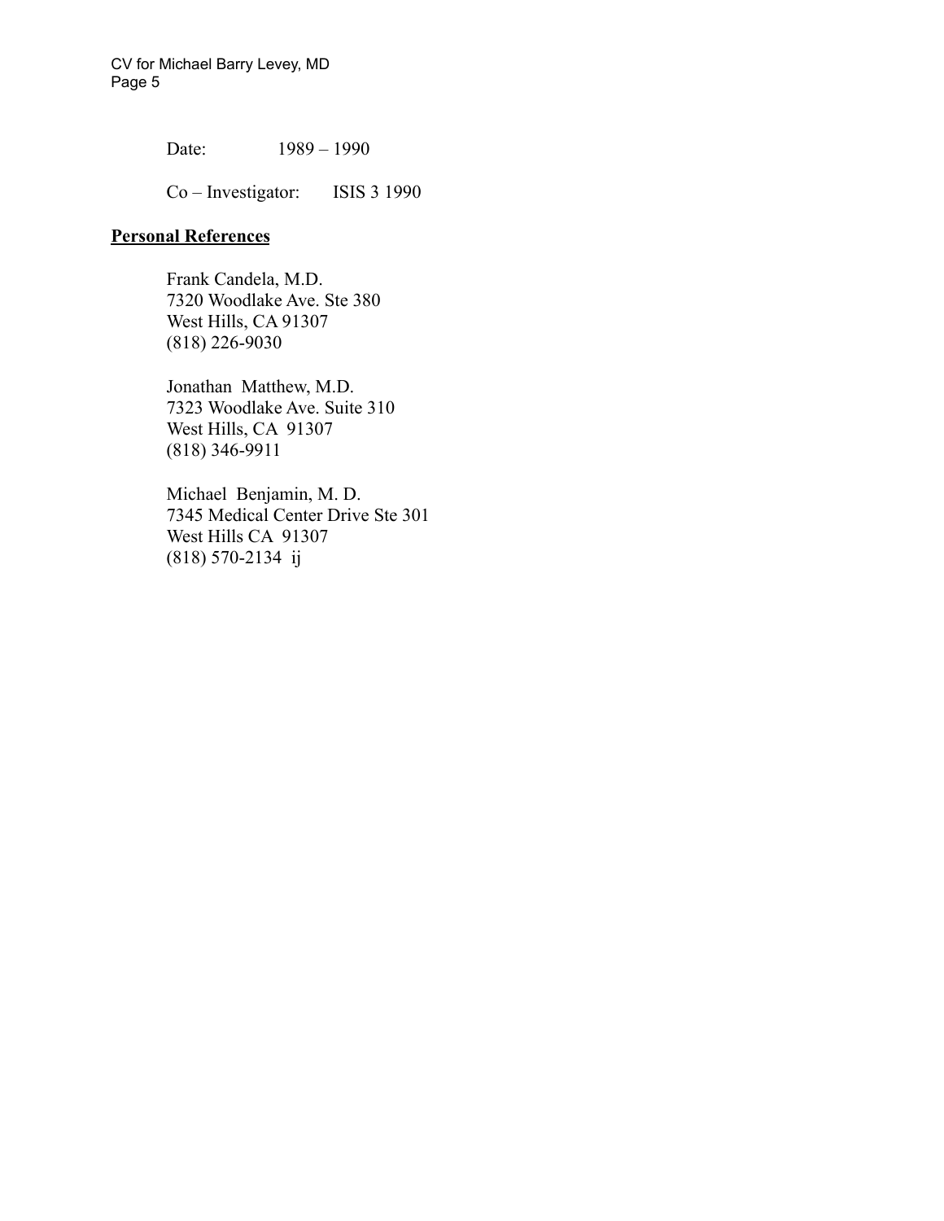Date: 1989 – 1990

Co – Investigator: ISIS 3 1990

**Personal References**

Frank Candela, M.D.
7320 Woodlake Ave. Ste 380
West Hills, CA 91307
(818) 226-9030

Jonathan Matthew, M.D.
7323 Woodlake Ave. Suite 310
West Hills, CA 91307
(818) 346-9911

Michael Benjamin, M. D.
7345 Medical Center Drive Ste 301
West Hills CA 91307
(818) 570-2134 ij